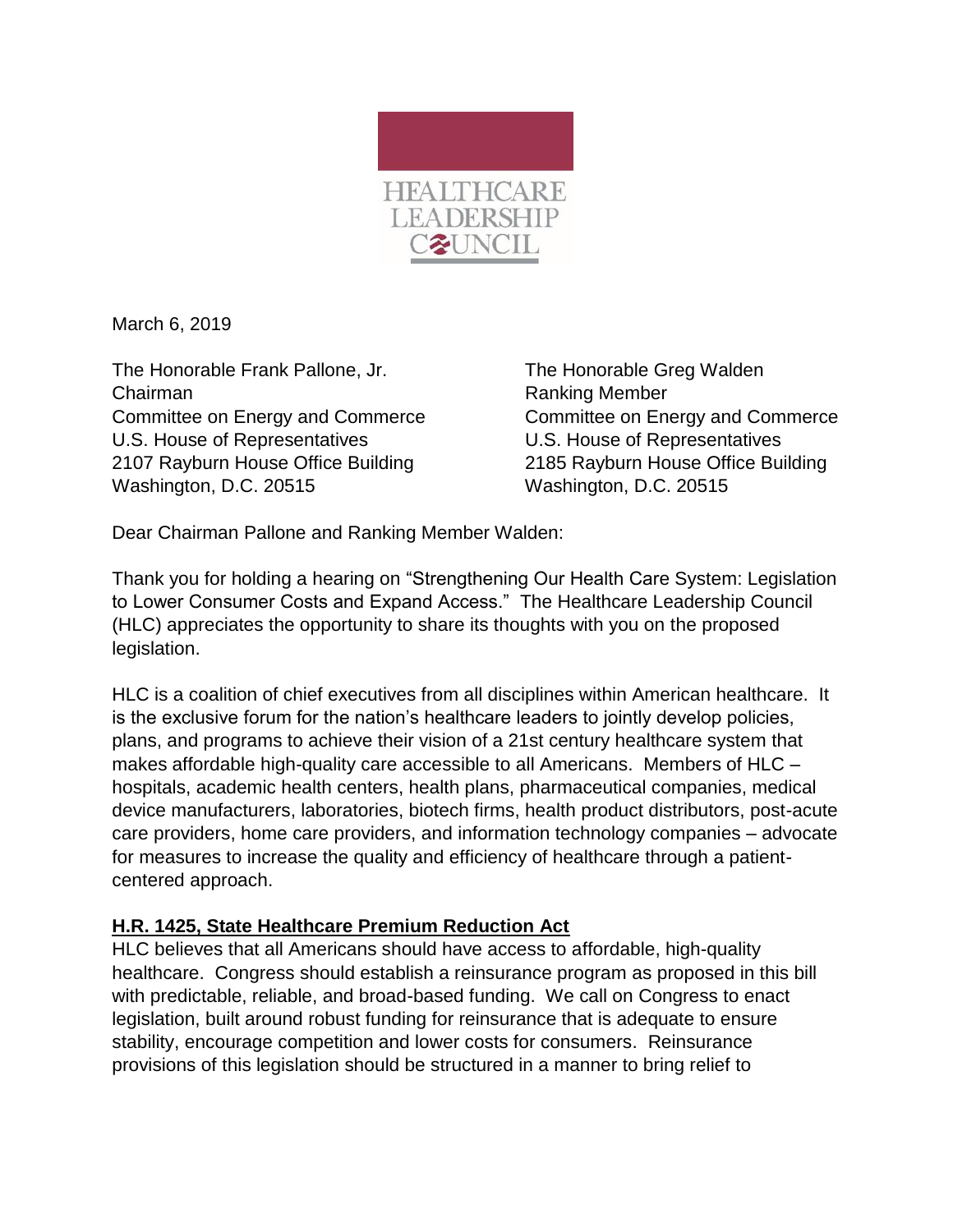HEALTHCARE LEADERSHIP COUNCIL

March 6, 2019

The Honorable Frank Pallone, Jr.
Chairman
Committee on Energy and Commerce
U.S. House of Representatives
2107 Rayburn House Office Building
Washington, D.C. 20515

The Honorable Greg Walden
Ranking Member
Committee on Energy and Commerce
U.S. House of Representatives
2185 Rayburn House Office Building
Washington, D.C. 20515

Dear Chairman Pallone and Ranking Member Walden:

Thank you for holding a hearing on "Strengthening Our Health Care System: Legislation to Lower Consumer Costs and Expand Access." The Healthcare Leadership Council (HLC) appreciates the opportunity to share its thoughts with you on the proposed legislation.

HLC is a coalition of chief executives from all disciplines within American healthcare. It is the exclusive forum for the nation's healthcare leaders to jointly develop policies, plans, and programs to achieve their vision of a 21st century healthcare system that makes affordable high-quality care accessible to all Americans. Members of HLC – hospitals, academic health centers, health plans, pharmaceutical companies, medical device manufacturers, laboratories, biotech firms, health product distributors, post-acute care providers, home care providers, and information technology companies – advocate for measures to increase the quality and efficiency of healthcare through a patient-centered approach.

**H.R. 1425, State Healthcare Premium Reduction Act**

HLC believes that all Americans should have access to affordable, high-quality healthcare. Congress should establish a reinsurance program as proposed in this bill with predictable, reliable, and broad-based funding. We call on Congress to enact legislation, built around robust funding for reinsurance that is adequate to ensure stability, encourage competition and lower costs for consumers. Reinsurance provisions of this legislation should be structured in a manner to bring relief to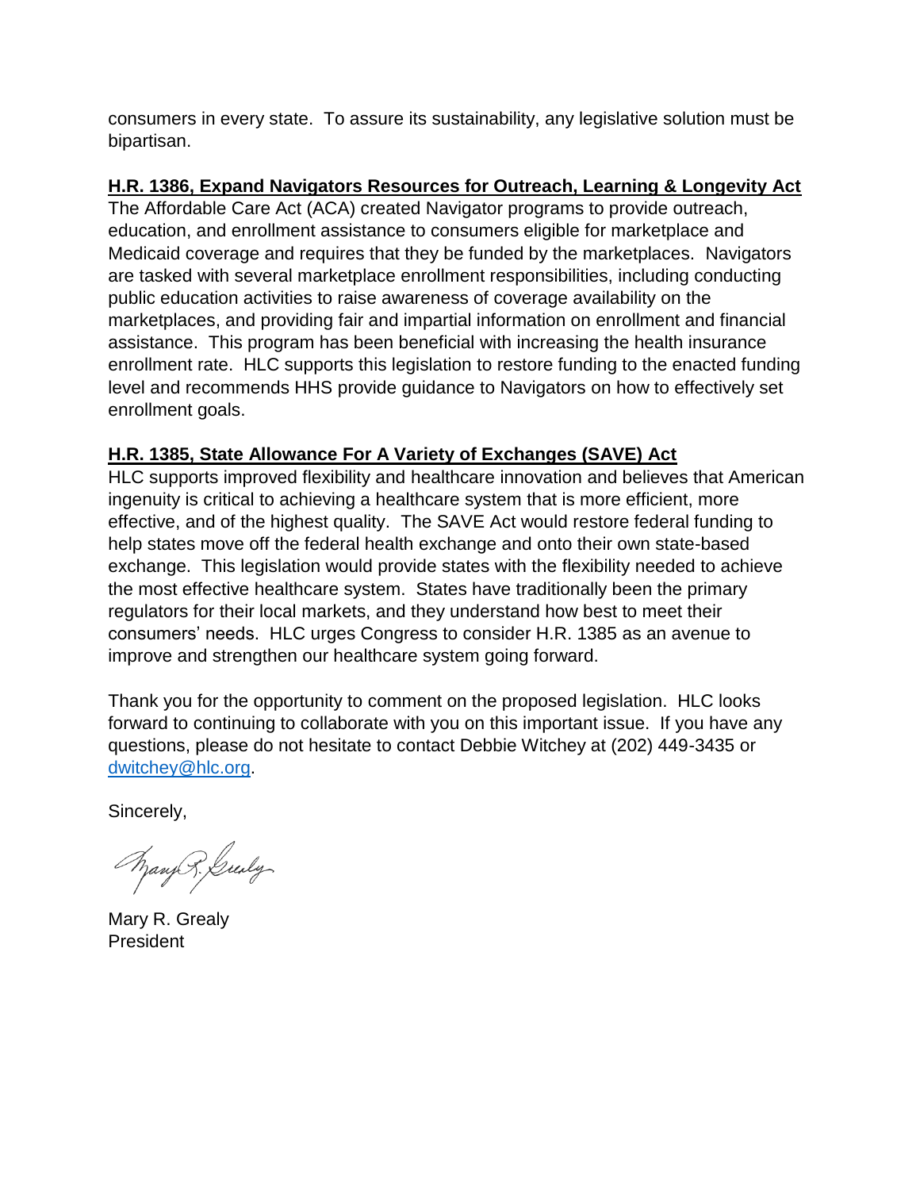consumers in every state. To assure its sustainability, any legislative solution must be bipartisan.

**H.R. 1386, Expand Navigators Resources for Outreach, Learning & Longevity Act**

The Affordable Care Act (ACA) created Navigator programs to provide outreach, education, and enrollment assistance to consumers eligible for marketplace and Medicaid coverage and requires that they be funded by the marketplaces. Navigators are tasked with several marketplace enrollment responsibilities, including conducting public education activities to raise awareness of coverage availability on the marketplaces, and providing fair and impartial information on enrollment and financial assistance. This program has been beneficial with increasing the health insurance enrollment rate. HLC supports this legislation to restore funding to the enacted funding level and recommends HHS provide guidance to Navigators on how to effectively set enrollment goals.

**H.R. 1385, State Allowance For A Variety of Exchanges (SAVE) Act**

HLC supports improved flexibility and healthcare innovation and believes that American ingenuity is critical to achieving a healthcare system that is more efficient, more effective, and of the highest quality. The SAVE Act would restore federal funding to help states move off the federal health exchange and onto their own state-based exchange. This legislation would provide states with the flexibility needed to achieve the most effective healthcare system. States have traditionally been the primary regulators for their local markets, and they understand how best to meet their consumers' needs. HLC urges Congress to consider H.R. 1385 as an avenue to improve and strengthen our healthcare system going forward.

Thank you for the opportunity to comment on the proposed legislation. HLC looks forward to continuing to collaborate with you on this important issue. If you have any questions, please do not hesitate to contact Debbie Witchey at (202) 449-3435 or dwitchey@hlc.org.

Sincerely,

Mary R. Grealy
President